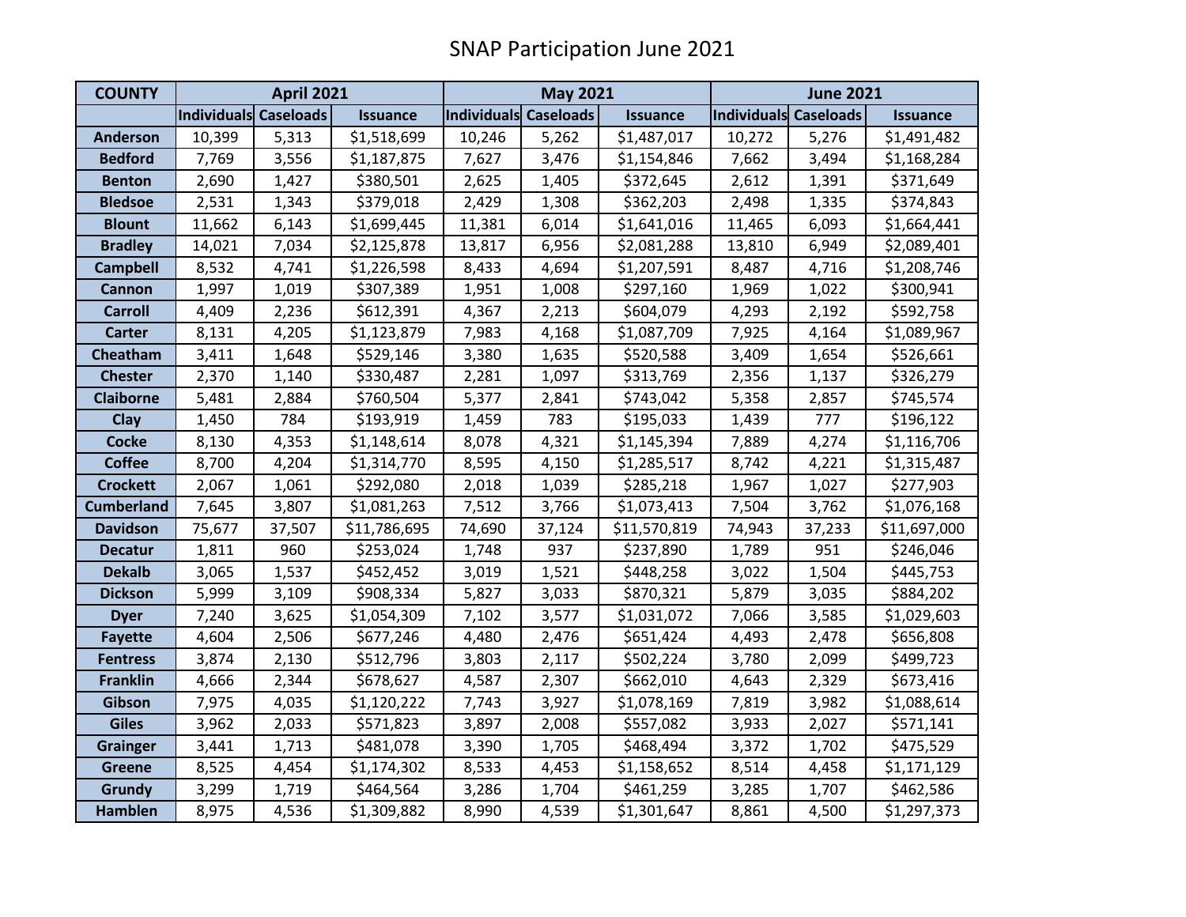# SNAP Participation June 2021

| COUNTY | April 2021 | | | May 2021 | | | June 2021 | | |
|---|---|---|---|---|---|---|---|---|---|
| | Individuals | Caseloads | Issuance | Individuals | Caseloads | Issuance | Individuals | Caseloads | Issuance |
| Anderson | 10,399 | 5,313 | $1,518,699 | 10,246 | 5,262 | $1,487,017 | 10,272 | 5,276 | $1,491,482 |
| Bedford | 7,769 | 3,556 | $1,187,875 | 7,627 | 3,476 | $1,154,846 | 7,662 | 3,494 | $1,168,284 |
| Benton | 2,690 | 1,427 | $380,501 | 2,625 | 1,405 | $372,645 | 2,612 | 1,391 | $371,649 |
| Bledsoe | 2,531 | 1,343 | $379,018 | 2,429 | 1,308 | $362,203 | 2,498 | 1,335 | $374,843 |
| Blount | 11,662 | 6,143 | $1,699,445 | 11,381 | 6,014 | $1,641,016 | 11,465 | 6,093 | $1,664,441 |
| Bradley | 14,021 | 7,034 | $2,125,878 | 13,817 | 6,956 | $2,081,288 | 13,810 | 6,949 | $2,089,401 |
| Campbell | 8,532 | 4,741 | $1,226,598 | 8,433 | 4,694 | $1,207,591 | 8,487 | 4,716 | $1,208,746 |
| Cannon | 1,997 | 1,019 | $307,389 | 1,951 | 1,008 | $297,160 | 1,969 | 1,022 | $300,941 |
| Carroll | 4,409 | 2,236 | $612,391 | 4,367 | 2,213 | $604,079 | 4,293 | 2,192 | $592,758 |
| Carter | 8,131 | 4,205 | $1,123,879 | 7,983 | 4,168 | $1,087,709 | 7,925 | 4,164 | $1,089,967 |
| Cheatham | 3,411 | 1,648 | $529,146 | 3,380 | 1,635 | $520,588 | 3,409 | 1,654 | $526,661 |
| Chester | 2,370 | 1,140 | $330,487 | 2,281 | 1,097 | $313,769 | 2,356 | 1,137 | $326,279 |
| Claiborne | 5,481 | 2,884 | $760,504 | 5,377 | 2,841 | $743,042 | 5,358 | 2,857 | $745,574 |
| Clay | 1,450 | 784 | $193,919 | 1,459 | 783 | $195,033 | 1,439 | 777 | $196,122 |
| Cocke | 8,130 | 4,353 | $1,148,614 | 8,078 | 4,321 | $1,145,394 | 7,889 | 4,274 | $1,116,706 |
| Coffee | 8,700 | 4,204 | $1,314,770 | 8,595 | 4,150 | $1,285,517 | 8,742 | 4,221 | $1,315,487 |
| Crockett | 2,067 | 1,061 | $292,080 | 2,018 | 1,039 | $285,218 | 1,967 | 1,027 | $277,903 |
| Cumberland | 7,645 | 3,807 | $1,081,263 | 7,512 | 3,766 | $1,073,413 | 7,504 | 3,762 | $1,076,168 |
| Davidson | 75,677 | 37,507 | $11,786,695 | 74,690 | 37,124 | $11,570,819 | 74,943 | 37,233 | $11,697,000 |
| Decatur | 1,811 | 960 | $253,024 | 1,748 | 937 | $237,890 | 1,789 | 951 | $246,046 |
| Dekalb | 3,065 | 1,537 | $452,452 | 3,019 | 1,521 | $448,258 | 3,022 | 1,504 | $445,753 |
| Dickson | 5,999 | 3,109 | $908,334 | 5,827 | 3,033 | $870,321 | 5,879 | 3,035 | $884,202 |
| Dyer | 7,240 | 3,625 | $1,054,309 | 7,102 | 3,577 | $1,031,072 | 7,066 | 3,585 | $1,029,603 |
| Fayette | 4,604 | 2,506 | $677,246 | 4,480 | 2,476 | $651,424 | 4,493 | 2,478 | $656,808 |
| Fentress | 3,874 | 2,130 | $512,796 | 3,803 | 2,117 | $502,224 | 3,780 | 2,099 | $499,723 |
| Franklin | 4,666 | 2,344 | $678,627 | 4,587 | 2,307 | $662,010 | 4,643 | 2,329 | $673,416 |
| Gibson | 7,975 | 4,035 | $1,120,222 | 7,743 | 3,927 | $1,078,169 | 7,819 | 3,982 | $1,088,614 |
| Giles | 3,962 | 2,033 | $571,823 | 3,897 | 2,008 | $557,082 | 3,933 | 2,027 | $571,141 |
| Grainger | 3,441 | 1,713 | $481,078 | 3,390 | 1,705 | $468,494 | 3,372 | 1,702 | $475,529 |
| Greene | 8,525 | 4,454 | $1,174,302 | 8,533 | 4,453 | $1,158,652 | 8,514 | 4,458 | $1,171,129 |
| Grundy | 3,299 | 1,719 | $464,564 | 3,286 | 1,704 | $461,259 | 3,285 | 1,707 | $462,586 |
| Hamblen | 8,975 | 4,536 | $1,309,882 | 8,990 | 4,539 | $1,301,647 | 8,861 | 4,500 | $1,297,373 |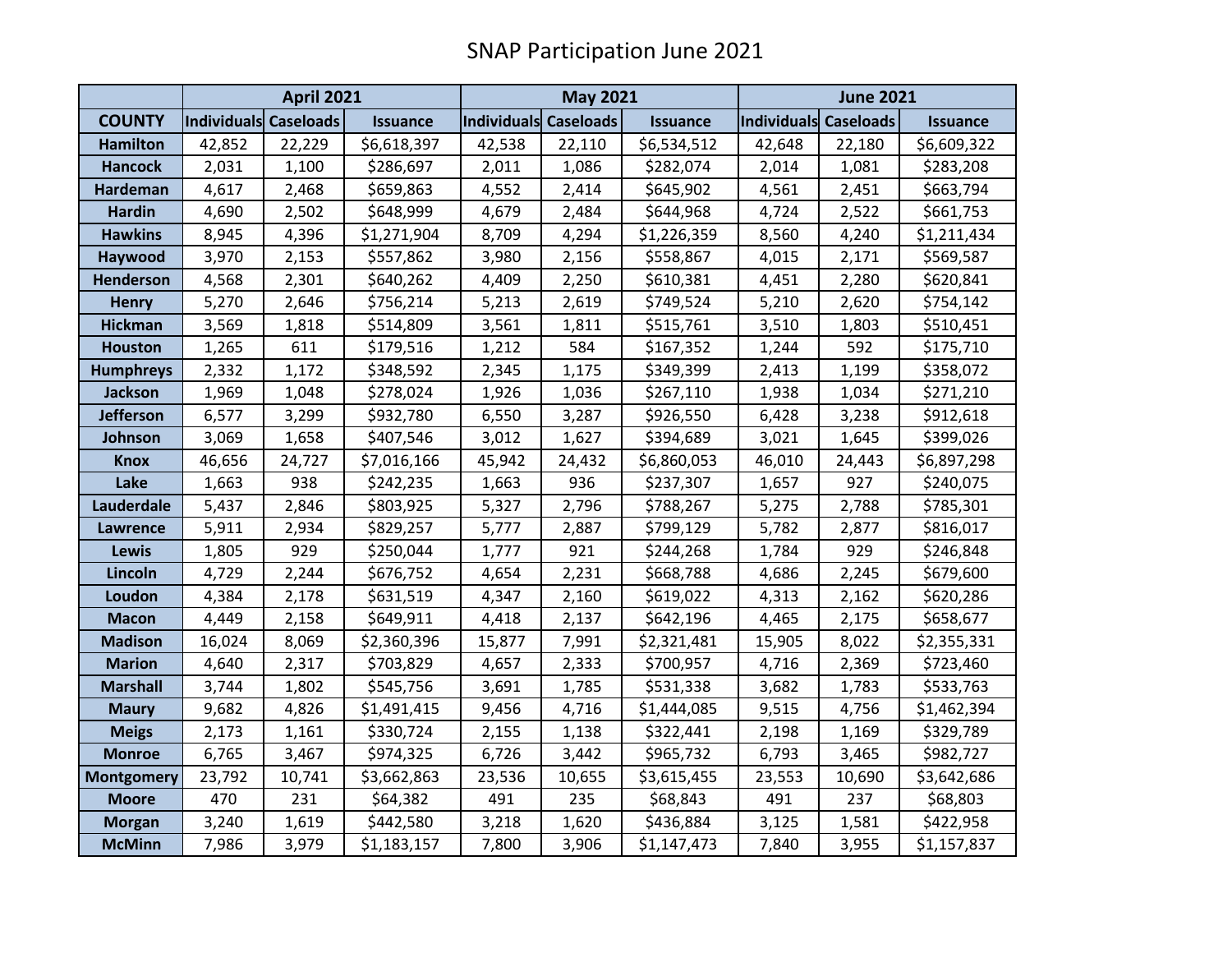# SNAP Participation June 2021

| COUNTY | April 2021 | | | May 2021 | | | June 2021 | | |
|---|---|---|---|---|---|---|---|---|---|
| | Individuals | Caseloads | Issuance | Individuals | Caseloads | Issuance | Individuals | Caseloads | Issuance |
| Hamilton | 42,852 | 22,229 | $6,618,397 | 42,538 | 22,110 | $6,534,512 | 42,648 | 22,180 | $6,609,322 |
| Hancock | 2,031 | 1,100 | $286,697 | 2,011 | 1,086 | $282,074 | 2,014 | 1,081 | $283,208 |
| Hardeman | 4,617 | 2,468 | $659,863 | 4,552 | 2,414 | $645,902 | 4,561 | 2,451 | $663,794 |
| Hardin | 4,690 | 2,502 | $648,999 | 4,679 | 2,484 | $644,968 | 4,724 | 2,522 | $661,753 |
| Hawkins | 8,945 | 4,396 | $1,271,904 | 8,709 | 4,294 | $1,226,359 | 8,560 | 4,240 | $1,211,434 |
| Haywood | 3,970 | 2,153 | $557,862 | 3,980 | 2,156 | $558,867 | 4,015 | 2,171 | $569,587 |
| Henderson | 4,568 | 2,301 | $640,262 | 4,409 | 2,250 | $610,381 | 4,451 | 2,280 | $620,841 |
| Henry | 5,270 | 2,646 | $756,214 | 5,213 | 2,619 | $749,524 | 5,210 | 2,620 | $754,142 |
| Hickman | 3,569 | 1,818 | $514,809 | 3,561 | 1,811 | $515,761 | 3,510 | 1,803 | $510,451 |
| Houston | 1,265 | 611 | $179,516 | 1,212 | 584 | $167,352 | 1,244 | 592 | $175,710 |
| Humphreys | 2,332 | 1,172 | $348,592 | 2,345 | 1,175 | $349,399 | 2,413 | 1,199 | $358,072 |
| Jackson | 1,969 | 1,048 | $278,024 | 1,926 | 1,036 | $267,110 | 1,938 | 1,034 | $271,210 |
| Jefferson | 6,577 | 3,299 | $932,780 | 6,550 | 3,287 | $926,550 | 6,428 | 3,238 | $912,618 |
| Johnson | 3,069 | 1,658 | $407,546 | 3,012 | 1,627 | $394,689 | 3,021 | 1,645 | $399,026 |
| Knox | 46,656 | 24,727 | $7,016,166 | 45,942 | 24,432 | $6,860,053 | 46,010 | 24,443 | $6,897,298 |
| Lake | 1,663 | 938 | $242,235 | 1,663 | 936 | $237,307 | 1,657 | 927 | $240,075 |
| Lauderdale | 5,437 | 2,846 | $803,925 | 5,327 | 2,796 | $788,267 | 5,275 | 2,788 | $785,301 |
| Lawrence | 5,911 | 2,934 | $829,257 | 5,777 | 2,887 | $799,129 | 5,782 | 2,877 | $816,017 |
| Lewis | 1,805 | 929 | $250,044 | 1,777 | 921 | $244,268 | 1,784 | 929 | $246,848 |
| Lincoln | 4,729 | 2,244 | $676,752 | 4,654 | 2,231 | $668,788 | 4,686 | 2,245 | $679,600 |
| Loudon | 4,384 | 2,178 | $631,519 | 4,347 | 2,160 | $619,022 | 4,313 | 2,162 | $620,286 |
| Macon | 4,449 | 2,158 | $649,911 | 4,418 | 2,137 | $642,196 | 4,465 | 2,175 | $658,677 |
| Madison | 16,024 | 8,069 | $2,360,396 | 15,877 | 7,991 | $2,321,481 | 15,905 | 8,022 | $2,355,331 |
| Marion | 4,640 | 2,317 | $703,829 | 4,657 | 2,333 | $700,957 | 4,716 | 2,369 | $723,460 |
| Marshall | 3,744 | 1,802 | $545,756 | 3,691 | 1,785 | $531,338 | 3,682 | 1,783 | $533,763 |
| Maury | 9,682 | 4,826 | $1,491,415 | 9,456 | 4,716 | $1,444,085 | 9,515 | 4,756 | $1,462,394 |
| Meigs | 2,173 | 1,161 | $330,724 | 2,155 | 1,138 | $322,441 | 2,198 | 1,169 | $329,789 |
| Monroe | 6,765 | 3,467 | $974,325 | 6,726 | 3,442 | $965,732 | 6,793 | 3,465 | $982,727 |
| Montgomery | 23,792 | 10,741 | $3,662,863 | 23,536 | 10,655 | $3,615,455 | 23,553 | 10,690 | $3,642,686 |
| Moore | 470 | 231 | $64,382 | 491 | 235 | $68,843 | 491 | 237 | $68,803 |
| Morgan | 3,240 | 1,619 | $442,580 | 3,218 | 1,620 | $436,884 | 3,125 | 1,581 | $422,958 |
| McMinn | 7,986 | 3,979 | $1,183,157 | 7,800 | 3,906 | $1,147,473 | 7,840 | 3,955 | $1,157,837 |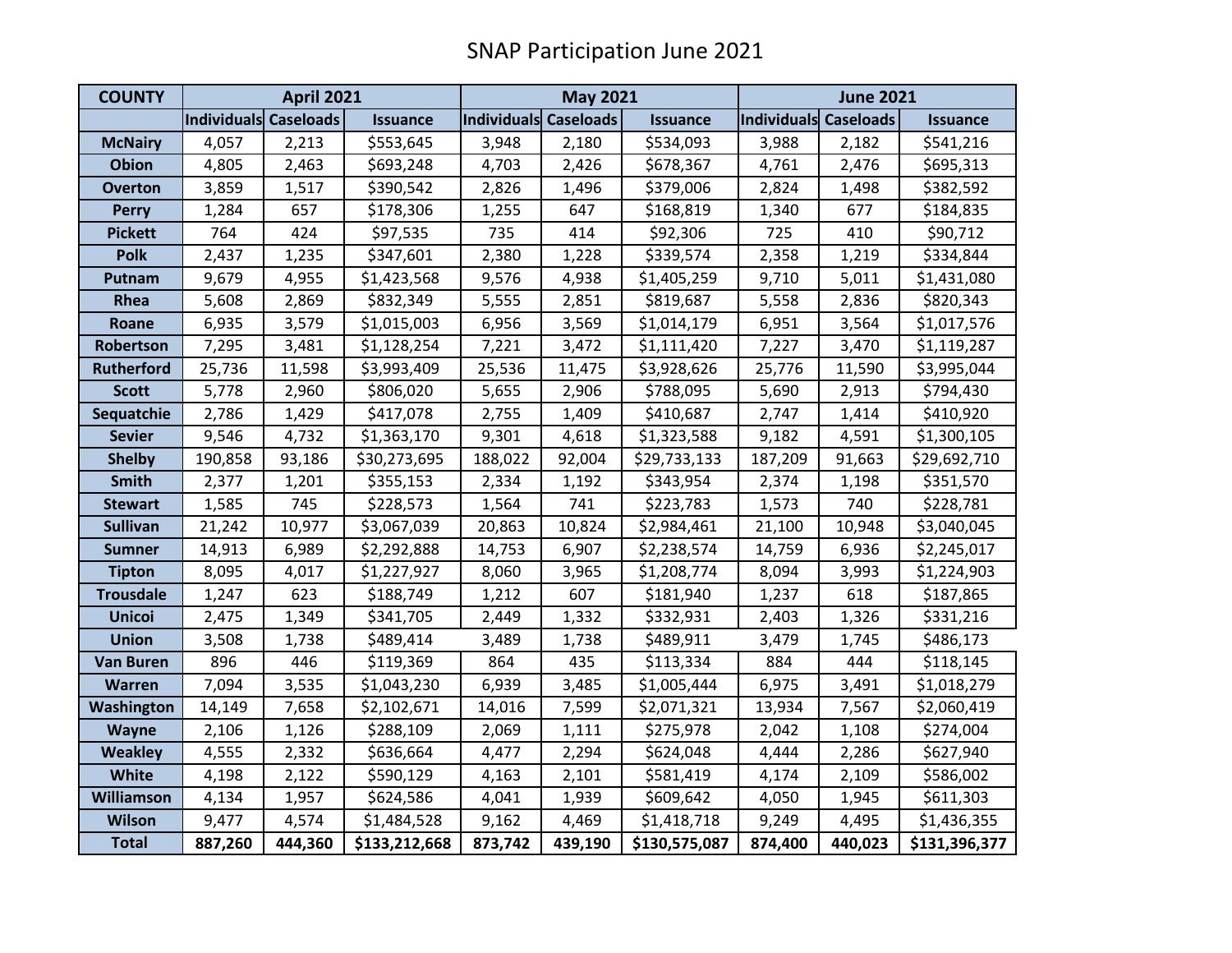# SNAP Participation June 2021

| COUNTY | April 2021 | | | May 2021 | | | June 2021 | | |
|---|---|---|---|---|---|---|---|---|---|
| | Individuals | Caseloads | Issuance | Individuals | Caseloads | Issuance | Individuals | Caseloads | Issuance |
| McNairy | 4,057 | 2,213 | $553,645 | 3,948 | 2,180 | $534,093 | 3,988 | 2,182 | $541,216 |
| Obion | 4,805 | 2,463 | $693,248 | 4,703 | 2,426 | $678,367 | 4,761 | 2,476 | $695,313 |
| Overton | 3,859 | 1,517 | $390,542 | 2,826 | 1,496 | $379,006 | 2,824 | 1,498 | $382,592 |
| Perry | 1,284 | 657 | $178,306 | 1,255 | 647 | $168,819 | 1,340 | 677 | $184,835 |
| Pickett | 764 | 424 | $97,535 | 735 | 414 | $92,306 | 725 | 410 | $90,712 |
| Polk | 2,437 | 1,235 | $347,601 | 2,380 | 1,228 | $339,574 | 2,358 | 1,219 | $334,844 |
| Putnam | 9,679 | 4,955 | $1,423,568 | 9,576 | 4,938 | $1,405,259 | 9,710 | 5,011 | $1,431,080 |
| Rhea | 5,608 | 2,869 | $832,349 | 5,555 | 2,851 | $819,687 | 5,558 | 2,836 | $820,343 |
| Roane | 6,935 | 3,579 | $1,015,003 | 6,956 | 3,569 | $1,014,179 | 6,951 | 3,564 | $1,017,576 |
| Robertson | 7,295 | 3,481 | $1,128,254 | 7,221 | 3,472 | $1,111,420 | 7,227 | 3,470 | $1,119,287 |
| Rutherford | 25,736 | 11,598 | $3,993,409 | 25,536 | 11,475 | $3,928,626 | 25,776 | 11,590 | $3,995,044 |
| Scott | 5,778 | 2,960 | $806,020 | 5,655 | 2,906 | $788,095 | 5,690 | 2,913 | $794,430 |
| Sequatchie | 2,786 | 1,429 | $417,078 | 2,755 | 1,409 | $410,687 | 2,747 | 1,414 | $410,920 |
| Sevier | 9,546 | 4,732 | $1,363,170 | 9,301 | 4,618 | $1,323,588 | 9,182 | 4,591 | $1,300,105 |
| Shelby | 190,858 | 93,186 | $30,273,695 | 188,022 | 92,004 | $29,733,133 | 187,209 | 91,663 | $29,692,710 |
| Smith | 2,377 | 1,201 | $355,153 | 2,334 | 1,192 | $343,954 | 2,374 | 1,198 | $351,570 |
| Stewart | 1,585 | 745 | $228,573 | 1,564 | 741 | $223,783 | 1,573 | 740 | $228,781 |
| Sullivan | 21,242 | 10,977 | $3,067,039 | 20,863 | 10,824 | $2,984,461 | 21,100 | 10,948 | $3,040,045 |
| Sumner | 14,913 | 6,989 | $2,292,888 | 14,753 | 6,907 | $2,238,574 | 14,759 | 6,936 | $2,245,017 |
| Tipton | 8,095 | 4,017 | $1,227,927 | 8,060 | 3,965 | $1,208,774 | 8,094 | 3,993 | $1,224,903 |
| Trousdale | 1,247 | 623 | $188,749 | 1,212 | 607 | $181,940 | 1,237 | 618 | $187,865 |
| Unicoi | 2,475 | 1,349 | $341,705 | 2,449 | 1,332 | $332,931 | 2,403 | 1,326 | $331,216 |
| Union | 3,508 | 1,738 | $489,414 | 3,489 | 1,738 | $489,911 | 3,479 | 1,745 | $486,173 |
| Van Buren | 896 | 446 | $119,369 | 864 | 435 | $113,334 | 884 | 444 | $118,145 |
| Warren | 7,094 | 3,535 | $1,043,230 | 6,939 | 3,485 | $1,005,444 | 6,975 | 3,491 | $1,018,279 |
| Washington | 14,149 | 7,658 | $2,102,671 | 14,016 | 7,599 | $2,071,321 | 13,934 | 7,567 | $2,060,419 |
| Wayne | 2,106 | 1,126 | $288,109 | 2,069 | 1,111 | $275,978 | 2,042 | 1,108 | $274,004 |
| Weakley | 4,555 | 2,332 | $636,664 | 4,477 | 2,294 | $624,048 | 4,444 | 2,286 | $627,940 |
| White | 4,198 | 2,122 | $590,129 | 4,163 | 2,101 | $581,419 | 4,174 | 2,109 | $586,002 |
| Williamson | 4,134 | 1,957 | $624,586 | 4,041 | 1,939 | $609,642 | 4,050 | 1,945 | $611,303 |
| Wilson | 9,477 | 4,574 | $1,484,528 | 9,162 | 4,469 | $1,418,718 | 9,249 | 4,495 | $1,436,355 |
| **Total** | **887,260** | **444,360** | **$133,212,668** | **873,742** | **439,190** | **$130,575,087** | **874,400** | **440,023** | **$131,396,377** |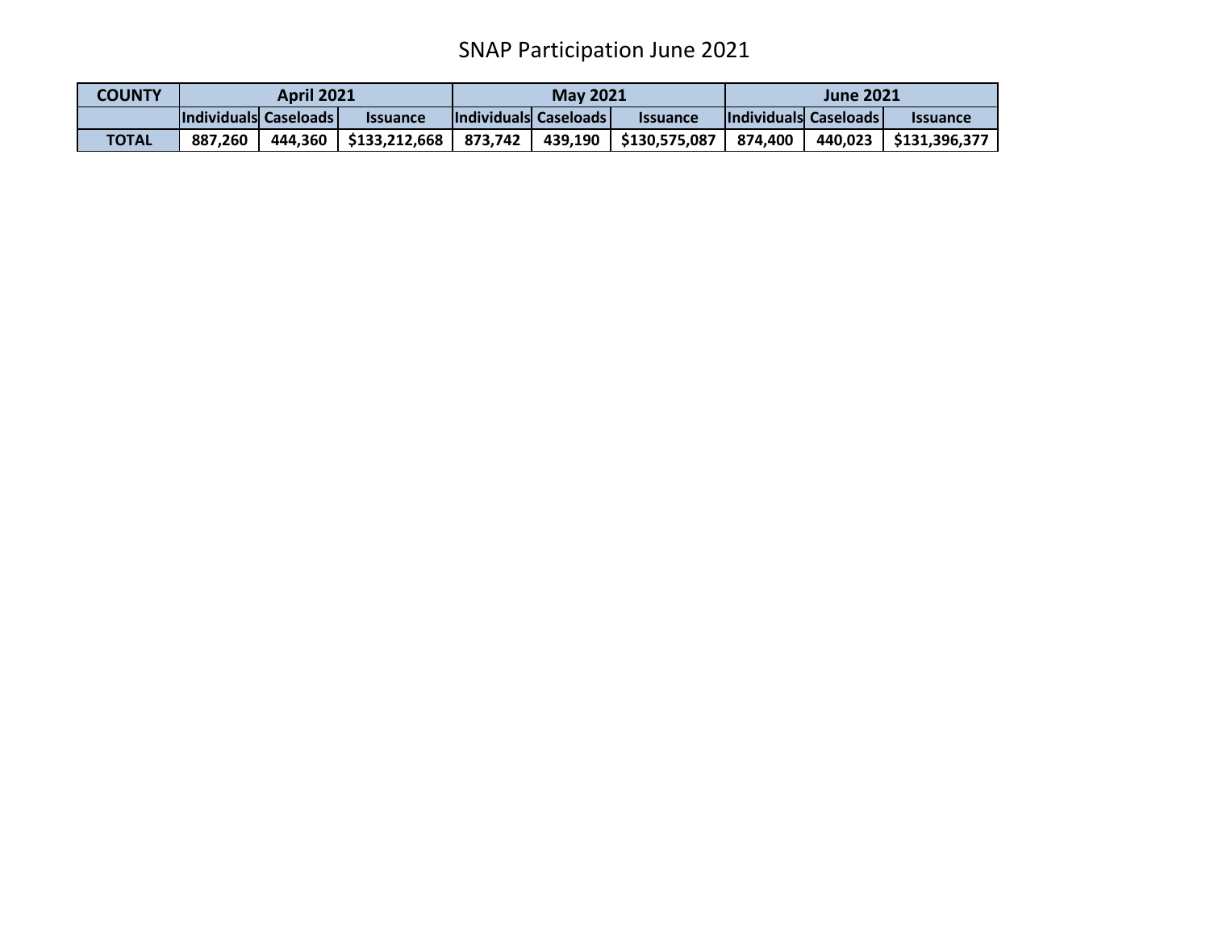# SNAP Participation June 2021

| COUNTY | April 2021 | | | May 2021 | | | June 2021 | | |
|---|---|---|---|---|---|---|---|---|---|
| | Individuals | Caseloads | Issuance | Individuals | Caseloads | Issuance | Individuals | Caseloads | Issuance |
| **TOTAL** | **887,260** | **444,360** | **$133,212,668** | **873,742** | **439,190** | **$130,575,087** | **874,400** | **440,023** | **$131,396,377** |